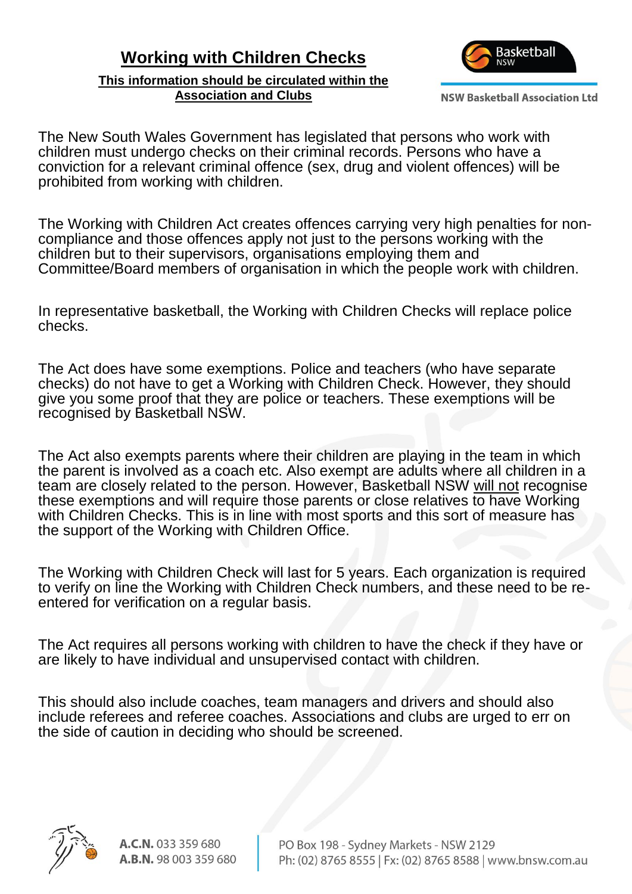# Working with Children Checks

**This information should be circulated within the Association and Clubs**

Basketball NSW

NSW Basketball Association Ltd

The New South Wales Government has legislated that persons who work with children must undergo checks on their criminal records. Persons who have a conviction for a relevant criminal offence (sex, drug and violent offences) will be prohibited from working with children.

The Working with Children Act creates offences carrying very high penalties for non-compliance and those offences apply not just to the persons working with the children but to their supervisors, organisations employing them and Committee/Board members of organisation in which the people work with children.

In representative basketball, the Working with Children Checks will replace police checks.

The Act does have some exemptions. Police and teachers (who have separate checks) do not have to get a Working with Children Check. However, they should give you some proof that they are police or teachers. These exemptions will be recognised by Basketball NSW.

The Act also exempts parents where their children are playing in the team in which the parent is involved as a coach etc. Also exempt are adults where all children in a team are closely related to the person. However, Basketball NSW <u>will not</u> recognise these exemptions and will require those parents or close relatives to have Working with Children Checks. This is in line with most sports and this sort of measure has the support of the Working with Children Office.

The Working with Children Check will last for 5 years. Each organization is required to verify on line the Working with Children Check numbers, and these need to be re-entered for verification on a regular basis.

The Act requires all persons working with children to have the check if they have or are likely to have individual and unsupervised contact with children.

This should also include coaches, team managers and drivers and should also include referees and referee coaches. Associations and clubs are urged to err on the side of caution in deciding who should be screened.

**A.C.N.** 033 359 680
**A.B.N.** 98 003 359 680

PO Box 198 - Sydney Markets - NSW 2129
Ph: (02) 8765 8555 | Fx: (02) 8765 8588 | www.bnsw.com.au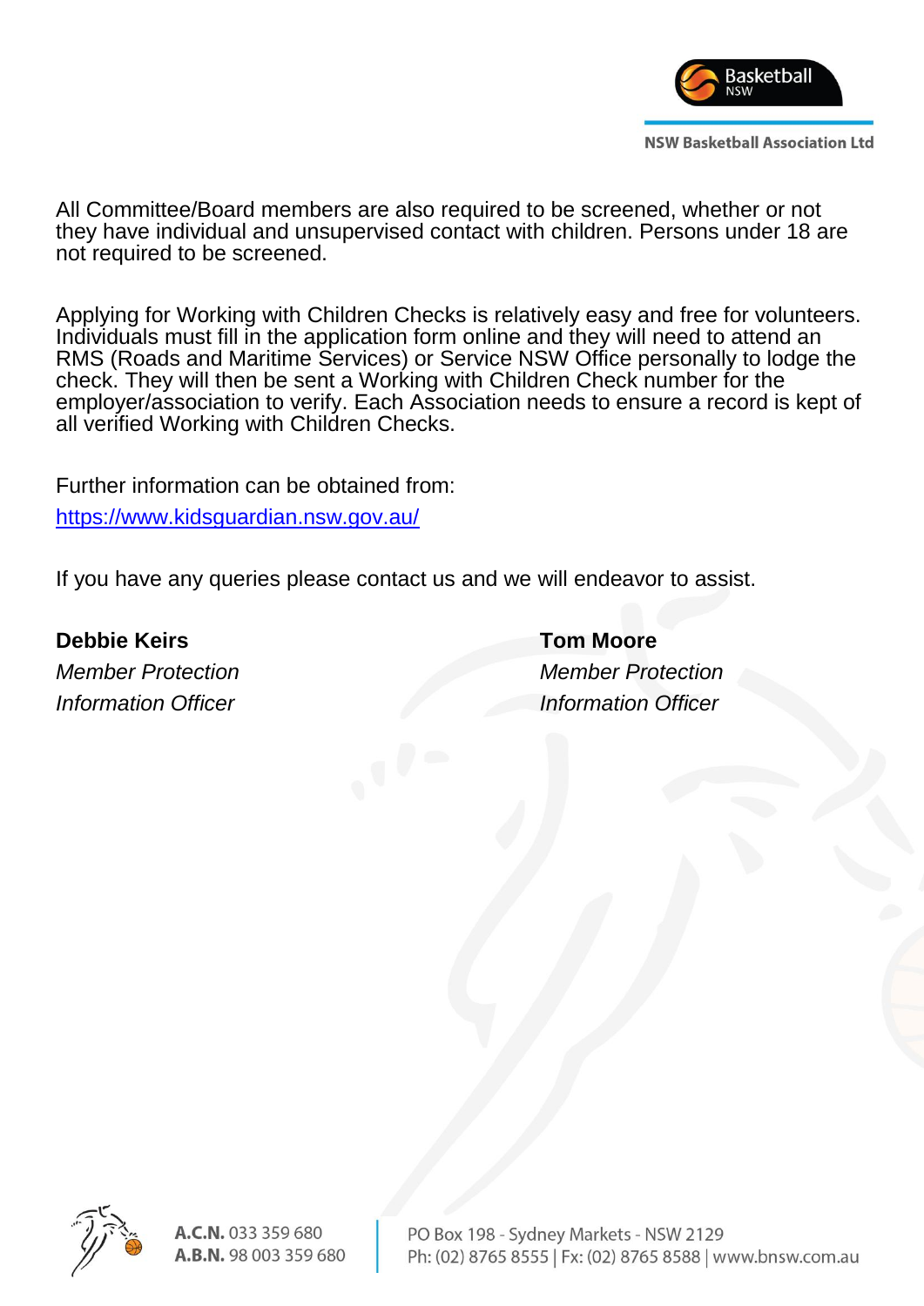All Committee/Board members are also required to be screened, whether or not they have individual and unsupervised contact with children. Persons under 18 are not required to be screened.

Applying for Working with Children Checks is relatively easy and free for volunteers. Individuals must fill in the application form online and they will need to attend an RMS (Roads and Maritime Services) or Service NSW Office personally to lodge the check. They will then be sent a Working with Children Check number for the employer/association to verify. Each Association needs to ensure a record is kept of all verified Working with Children Checks.

Further information can be obtained from:

https://www.kidsguardian.nsw.gov.au/

If you have any queries please contact us and we will endeavor to assist.

**Debbie Keirs**
*Member Protection*
*Information Officer*

**Tom Moore**
*Member Protection*
*Information Officer*